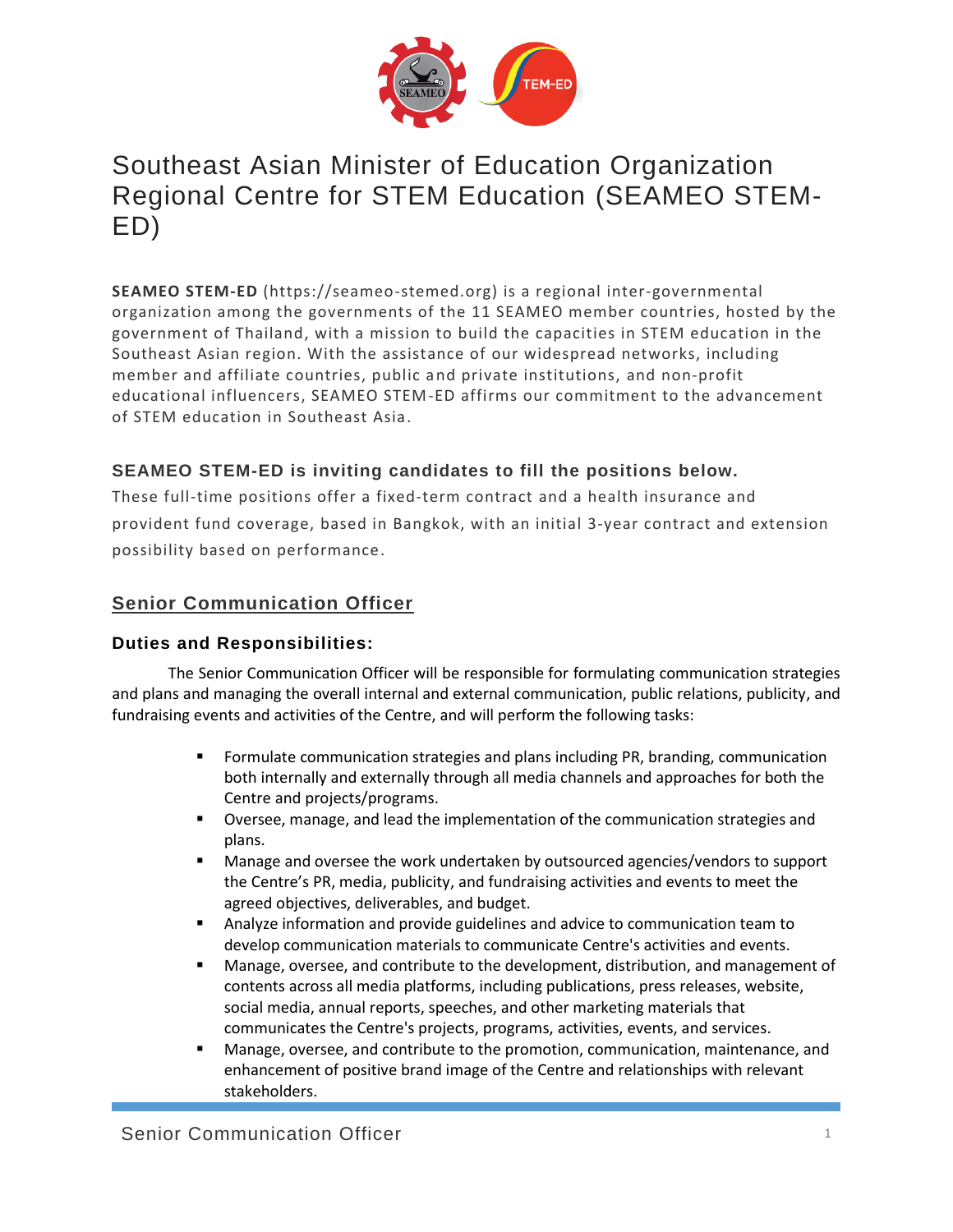# Southeast Asian Minister of Education Organization Regional Centre for STEM Education (SEAMEO STEM-ED)

**SEAMEO STEM-ED** (https://seameo-stemed.org) is a regional inter-governmental organization among the governments of the 11 SEAMEO member countries, hosted by the government of Thailand, with a mission to build the capacities in STEM education in the Southeast Asian region. With the assistance of our widespread networks, including member and affiliate countries, public and private institutions, and non-profit educational influencers, SEAMEO STEM-ED affirms our commitment to the advancement of STEM education in Southeast Asia.

### SEAMEO STEM-ED is inviting candidates to fill the positions below.

These full-time positions offer a fixed-term contract and a health insurance and provident fund coverage, based in Bangkok, with an initial 3-year contract and extension possibility based on performance.

## Senior Communication Officer

### Duties and Responsibilities:

The Senior Communication Officer will be responsible for formulating communication strategies and plans and managing the overall internal and external communication, public relations, publicity, and fundraising events and activities of the Centre, and will perform the following tasks:

- Formulate communication strategies and plans including PR, branding, communication both internally and externally through all media channels and approaches for both the Centre and projects/programs.
- Oversee, manage, and lead the implementation of the communication strategies and plans.
- Manage and oversee the work undertaken by outsourced agencies/vendors to support the Centre's PR, media, publicity, and fundraising activities and events to meet the agreed objectives, deliverables, and budget.
- Analyze information and provide guidelines and advice to communication team to develop communication materials to communicate Centre's activities and events.
- Manage, oversee, and contribute to the development, distribution, and management of contents across all media platforms, including publications, press releases, website, social media, annual reports, speeches, and other marketing materials that communicates the Centre's projects, programs, activities, events, and services.
- Manage, oversee, and contribute to the promotion, communication, maintenance, and enhancement of positive brand image of the Centre and relationships with relevant stakeholders.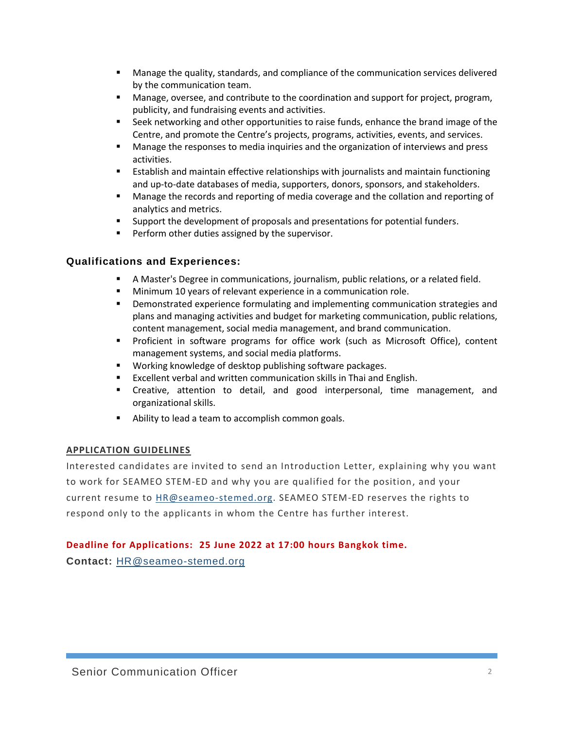- Manage the quality, standards, and compliance of the communication services delivered by the communication team.
- Manage, oversee, and contribute to the coordination and support for project, program, publicity, and fundraising events and activities.
- Seek networking and other opportunities to raise funds, enhance the brand image of the Centre, and promote the Centre's projects, programs, activities, events, and services.
- Manage the responses to media inquiries and the organization of interviews and press activities.
- Establish and maintain effective relationships with journalists and maintain functioning and up-to-date databases of media, supporters, donors, sponsors, and stakeholders.
- Manage the records and reporting of media coverage and the collation and reporting of analytics and metrics.
- Support the development of proposals and presentations for potential funders.
- Perform other duties assigned by the supervisor.

### Qualifications and Experiences:

- A Master's Degree in communications, journalism, public relations, or a related field.
- Minimum 10 years of relevant experience in a communication role.
- Demonstrated experience formulating and implementing communication strategies and plans and managing activities and budget for marketing communication, public relations, content management, social media management, and brand communication.
- Proficient in software programs for office work (such as Microsoft Office), content management systems, and social media platforms.
- Working knowledge of desktop publishing software packages.
- Excellent verbal and written communication skills in Thai and English.
- Creative, attention to detail, and good interpersonal, time management, and organizational skills.
- Ability to lead a team to accomplish common goals.

**APPLICATION GUIDELINES**

Interested candidates are invited to send an Introduction Letter, explaining why you want to work for SEAMEO STEM-ED and why you are qualified for the position, and your current resume to HR@seameo-stemed.org. SEAMEO STEM-ED reserves the rights to respond only to the applicants in whom the Centre has further interest.

**Deadline for Applications: 25 June 2022 at 17:00 hours Bangkok time.**

**Contact:** HR@seameo-stemed.org